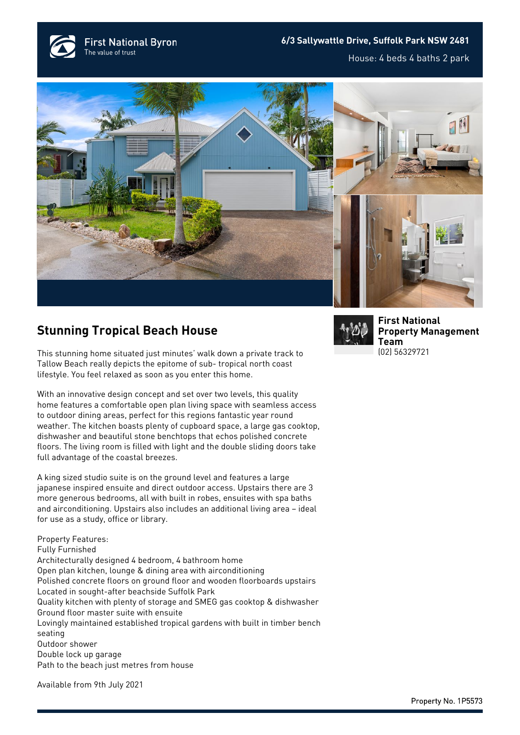First National Byron
The value of trust

**6/3 Sallywattle Drive, Suffolk Park NSW 2481**

House: 4 beds 4 baths 2 park

## Stunning Tropical Beach House

This stunning home situated just minutes' walk down a private track to Tallow Beach really depicts the epitome of sub- tropical north coast lifestyle. You feel relaxed as soon as you enter this home.

With an innovative design concept and set over two levels, this quality home features a comfortable open plan living space with seamless access to outdoor dining areas, perfect for this regions fantastic year round weather. The kitchen boasts plenty of cupboard space, a large gas cooktop, dishwasher and beautiful stone benchtops that echos polished concrete floors. The living room is filled with light and the double sliding doors take full advantage of the coastal breezes.

A king sized studio suite is on the ground level and features a large japanese inspired ensuite and direct outdoor access. Upstairs there are 3 more generous bedrooms, all with built in robes, ensuites with spa baths and airconditioning. Upstairs also includes an additional living area – ideal for use as a study, office or library.

Property Features:
Fully Furnished
Architecturally designed 4 bedroom, 4 bathroom home
Open plan kitchen, lounge & dining area with airconditioning
Polished concrete floors on ground floor and wooden floorboards upstairs
Located in sought-after beachside Suffolk Park
Quality kitchen with plenty of storage and SMEG gas cooktop & dishwasher
Ground floor master suite with ensuite
Lovingly maintained established tropical gardens with built in timber bench seating
Outdoor shower
Double lock up garage
Path to the beach just metres from house

Available from 9th July 2021

**First National Property Management Team**
(02) 56329721

Property No. 1P5573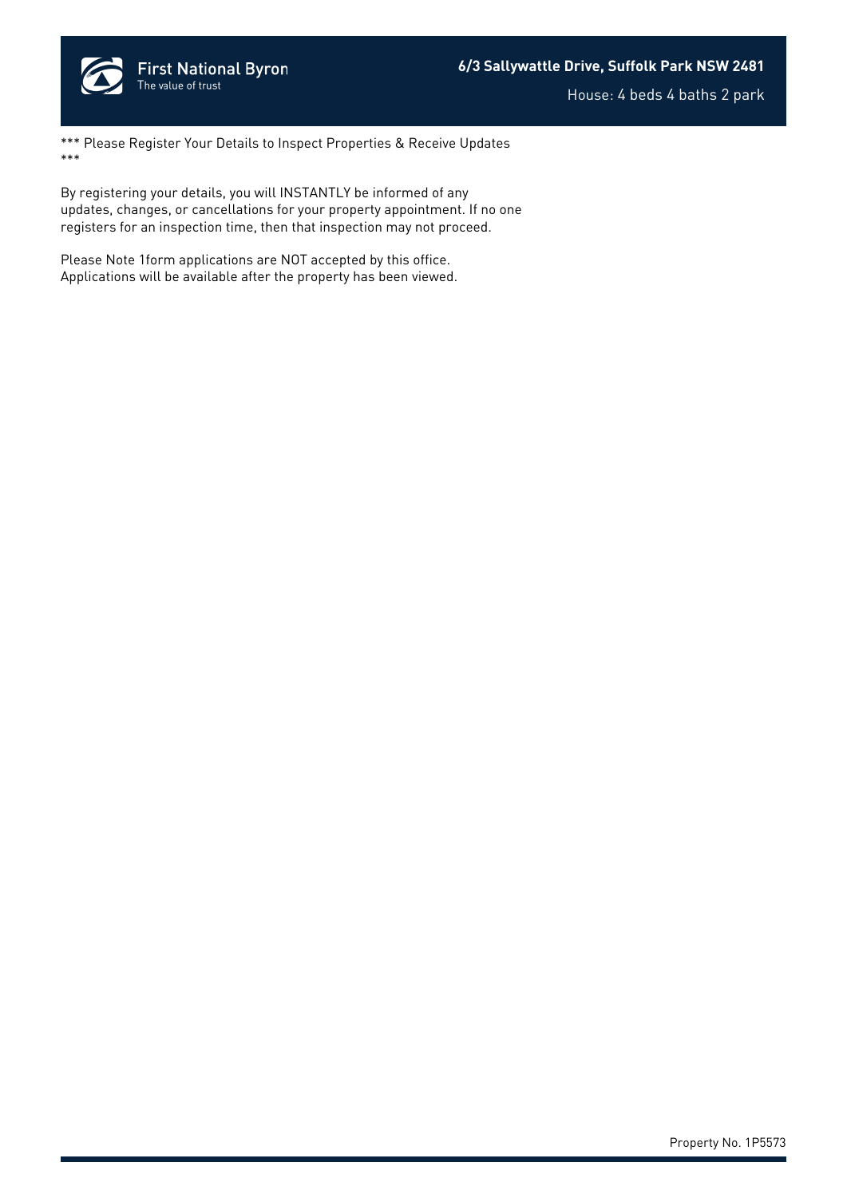*** Please Register Your Details to Inspect Properties & Receive Updates ***

By registering your details, you will INSTANTLY be informed of any updates, changes, or cancellations for your property appointment. If no one registers for an inspection time, then that inspection may not proceed.

Please Note 1form applications are NOT accepted by this office. Applications will be available after the property has been viewed.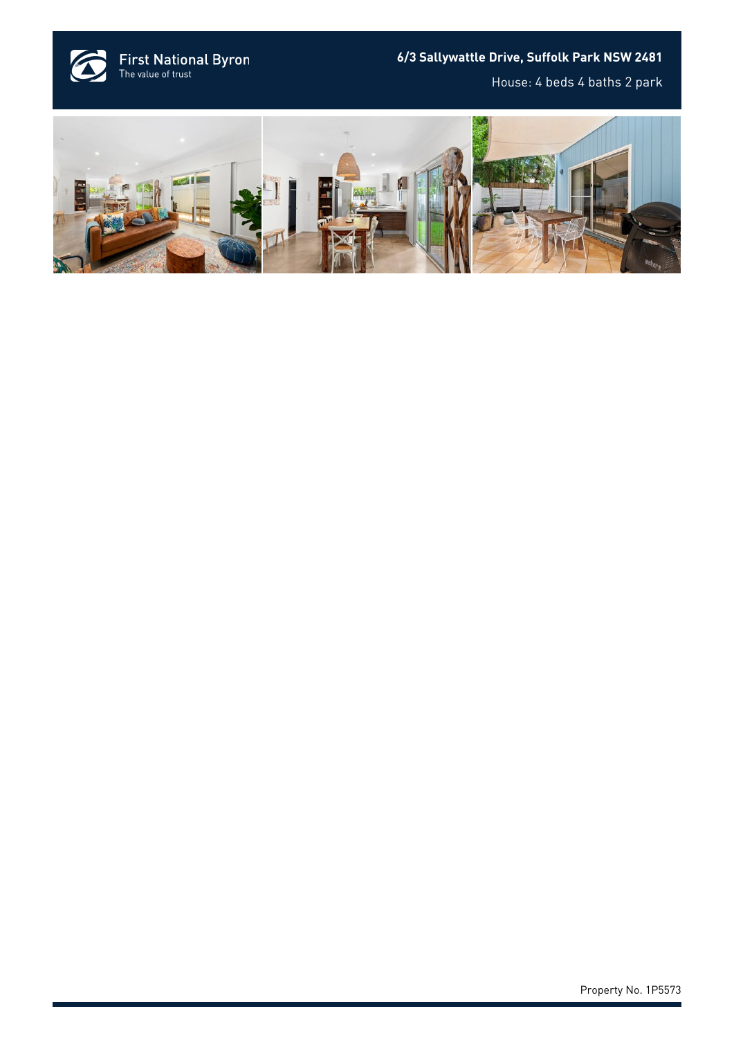First National Byron
The value of trust

**6/3 Sallywattle Drive, Suffolk Park NSW 2481**

House: 4 beds 4 baths 2 park

Property No. 1P5573